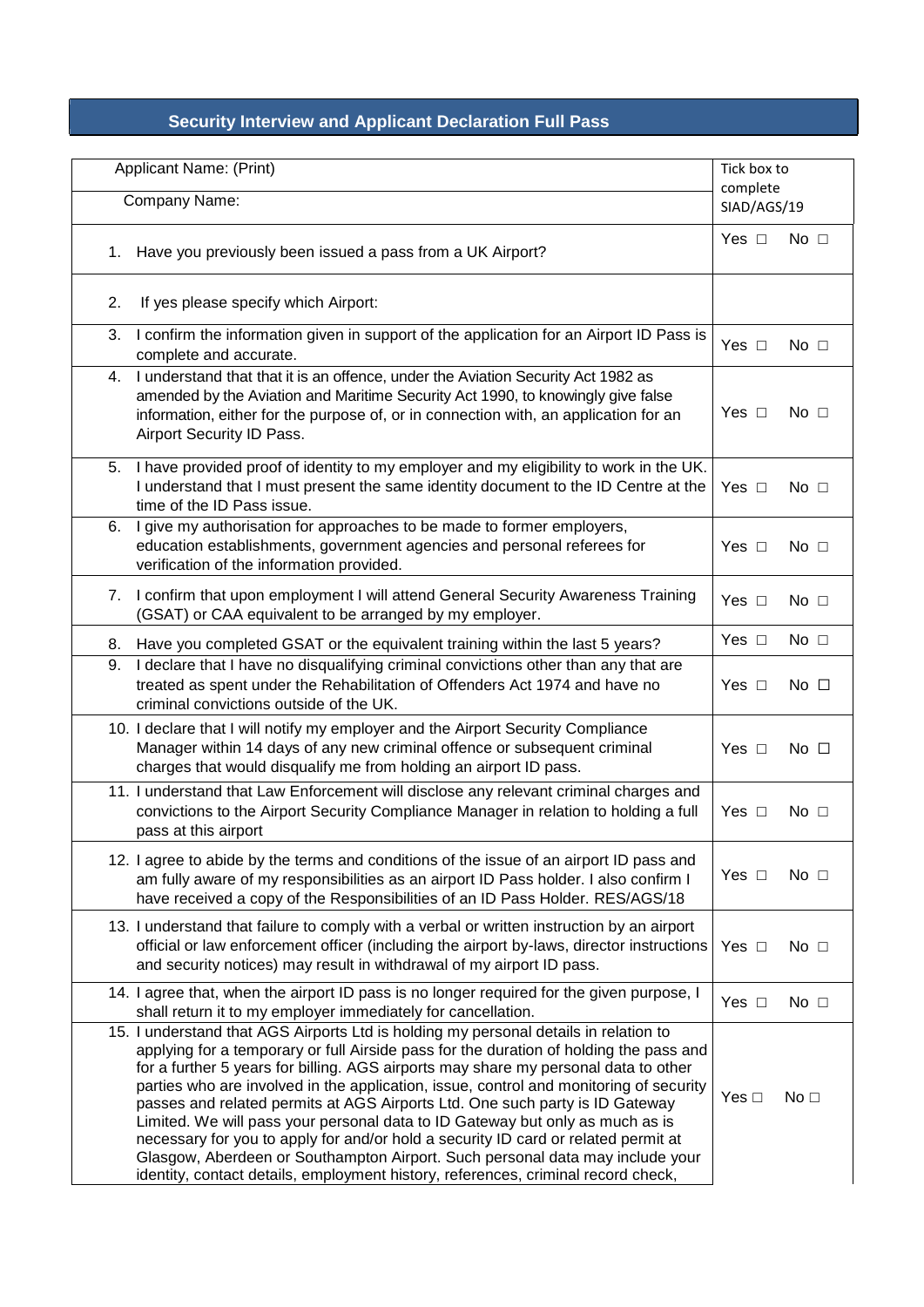## Security Interview and Applicant Declaration Full Pass

| Applicant Name: (Print) | Tick box to complete SIAD/AGS/19 |
|---|---|
| Company Name: | |
| 1. Have you previously been issued a pass from a UK Airport? | Yes ☐ No ☐ |
| 2. If yes please specify which Airport: | |
| 3. I confirm the information given in support of the application for an Airport ID Pass is complete and accurate. | Yes ☐ No ☐ |
| 4. I understand that that it is an offence, under the Aviation Security Act 1982 as amended by the Aviation and Maritime Security Act 1990, to knowingly give false information, either for the purpose of, or in connection with, an application for an Airport Security ID Pass. | Yes ☐ No ☐ |
| 5. I have provided proof of identity to my employer and my eligibility to work in the UK. I understand that I must present the same identity document to the ID Centre at the time of the ID Pass issue. | Yes ☐ No ☐ |
| 6. I give my authorisation for approaches to be made to former employers, education establishments, government agencies and personal referees for verification of the information provided. | Yes ☐ No ☐ |
| 7. I confirm that upon employment I will attend General Security Awareness Training (GSAT) or CAA equivalent to be arranged by my employer. | Yes ☐ No ☐ |
| 8. Have you completed GSAT or the equivalent training within the last 5 years? | Yes ☐ No ☐ |
| 9. I declare that I have no disqualifying criminal convictions other than any that are treated as spent under the Rehabilitation of Offenders Act 1974 and have no criminal convictions outside of the UK. | Yes ☐ No ☐ |
| 10. I declare that I will notify my employer and the Airport Security Compliance Manager within 14 days of any new criminal offence or subsequent criminal charges that would disqualify me from holding an airport ID pass. | Yes ☐ No ☐ |
| 11. I understand that Law Enforcement will disclose any relevant criminal charges and convictions to the Airport Security Compliance Manager in relation to holding a full pass at this airport | Yes ☐ No ☐ |
| 12. I agree to abide by the terms and conditions of the issue of an airport ID pass and am fully aware of my responsibilities as an airport ID Pass holder. I also confirm I have received a copy of the Responsibilities of an ID Pass Holder. RES/AGS/18 | Yes ☐ No ☐ |
| 13. I understand that failure to comply with a verbal or written instruction by an airport official or law enforcement officer (including the airport by-laws, director instructions and security notices) may result in withdrawal of my airport ID pass. | Yes ☐ No ☐ |
| 14. I agree that, when the airport ID pass is no longer required for the given purpose, I shall return it to my employer immediately for cancellation. | Yes ☐ No ☐ |
| 15. I understand that AGS Airports Ltd is holding my personal details in relation to applying for a temporary or full Airside pass for the duration of holding the pass and for a further 5 years for billing. AGS airports may share my personal data to other parties who are involved in the application, issue, control and monitoring of security passes and related permits at AGS Airports Ltd. One such party is ID Gateway Limited. We will pass your personal data to ID Gateway but only as much as is necessary for you to apply for and/or hold a security ID card or related permit at Glasgow, Aberdeen or Southampton Airport. Such personal data may include your identity, contact details, employment history, references, criminal record check, | Yes ☐ No ☐ |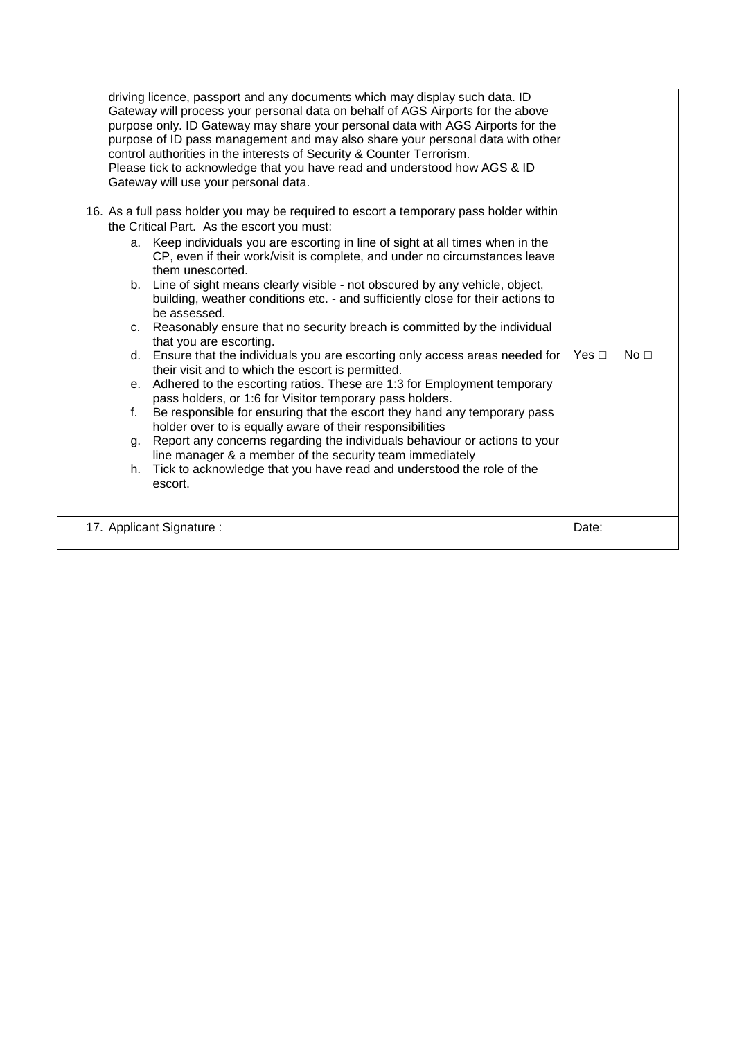| | |
|---|---|
| driving licence, passport and any documents which may display such data. ID Gateway will process your personal data on behalf of AGS Airports for the above purpose only. ID Gateway may share your personal data with AGS Airports for the purpose of ID pass management and may also share your personal data with other control authorities in the interests of Security & Counter Terrorism.<br>Please tick to acknowledge that you have read and understood how AGS & ID Gateway will use your personal data. | |
| 16. As a full pass holder you may be required to escort a temporary pass holder within the Critical Part. As the escort you must:<br>a. Keep individuals you are escorting in line of sight at all times when in the CP, even if their work/visit is complete, and under no circumstances leave them unescorted.<br>b. Line of sight means clearly visible - not obscured by any vehicle, object, building, weather conditions etc. - and sufficiently close for their actions to be assessed.<br>c. Reasonably ensure that no security breach is committed by the individual that you are escorting.<br>d. Ensure that the individuals you are escorting only access areas needed for their visit and to which the escort is permitted.<br>e. Adhered to the escorting ratios. These are 1:3 for Employment temporary pass holders, or 1:6 for Visitor temporary pass holders.<br>f. Be responsible for ensuring that the escort they hand any temporary pass holder over to is equally aware of their responsibilities<br>g. Report any concerns regarding the individuals behaviour or actions to your line manager & a member of the security team <u>immediately</u><br>h. Tick to acknowledge that you have read and understood the role of the escort. | Yes □ No □ |
| 17. Applicant Signature : | Date: |